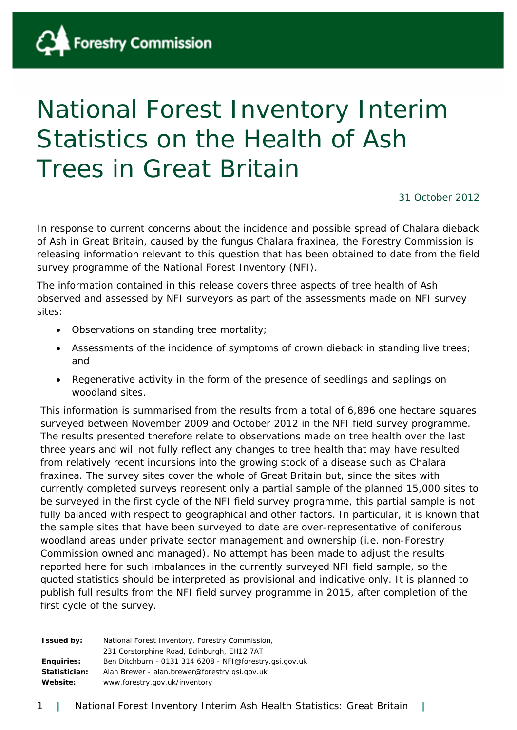Forestry Commission

# National Forest Inventory Interim Statistics on the Health of Ash Trees in Great Britain

31 October 2012

In response to current concerns about the incidence and possible spread of Chalara dieback of Ash in Great Britain, caused by the fungus Chalara fraxinea, the Forestry Commission is releasing information relevant to this question that has been obtained to date from the field survey programme of the National Forest Inventory (NFI).

The information contained in this release covers three aspects of tree health of Ash observed and assessed by NFI surveyors as part of the assessments made on NFI survey sites:

- Observations on standing tree mortality;
- Assessments of the incidence of symptoms of crown dieback in standing live trees; and
- Regenerative activity in the form of the presence of seedlings and saplings on woodland sites.

This information is summarised from the results from a total of 6,896 one hectare squares surveyed between November 2009 and October 2012 in the NFI field survey programme. The results presented therefore relate to observations made on tree health over the last three years and will not fully reflect any changes to tree health that may have resulted from relatively recent incursions into the growing stock of a disease such as Chalara fraxinea. The survey sites cover the whole of Great Britain but, since the sites with currently completed surveys represent only a partial sample of the planned 15,000 sites to be surveyed in the first cycle of the NFI field survey programme, this partial sample is not fully balanced with respect to geographical and other factors. In particular, it is known that the sample sites that have been surveyed to date are over-representative of coniferous woodland areas under private sector management and ownership (i.e. non-Forestry Commission owned and managed). No attempt has been made to adjust the results reported here for such imbalances in the currently surveyed NFI field sample, so the quoted statistics should be interpreted as provisional and indicative only. It is planned to publish full results from the NFI field survey programme in 2015, after completion of the first cycle of the survey.

| | |
|---|---|
| **Issued by:** | National Forest Inventory, Forestry Commission, 231 Corstorphine Road, Edinburgh, EH12 7AT |
| **Enquiries:** | Ben Ditchburn - 0131 314 6208 - NFI@forestry.gsi.gov.uk |
| **Statistician:** | Alan Brewer - alan.brewer@forestry.gsi.gov.uk |
| **Website:** | www.forestry.gov.uk/inventory |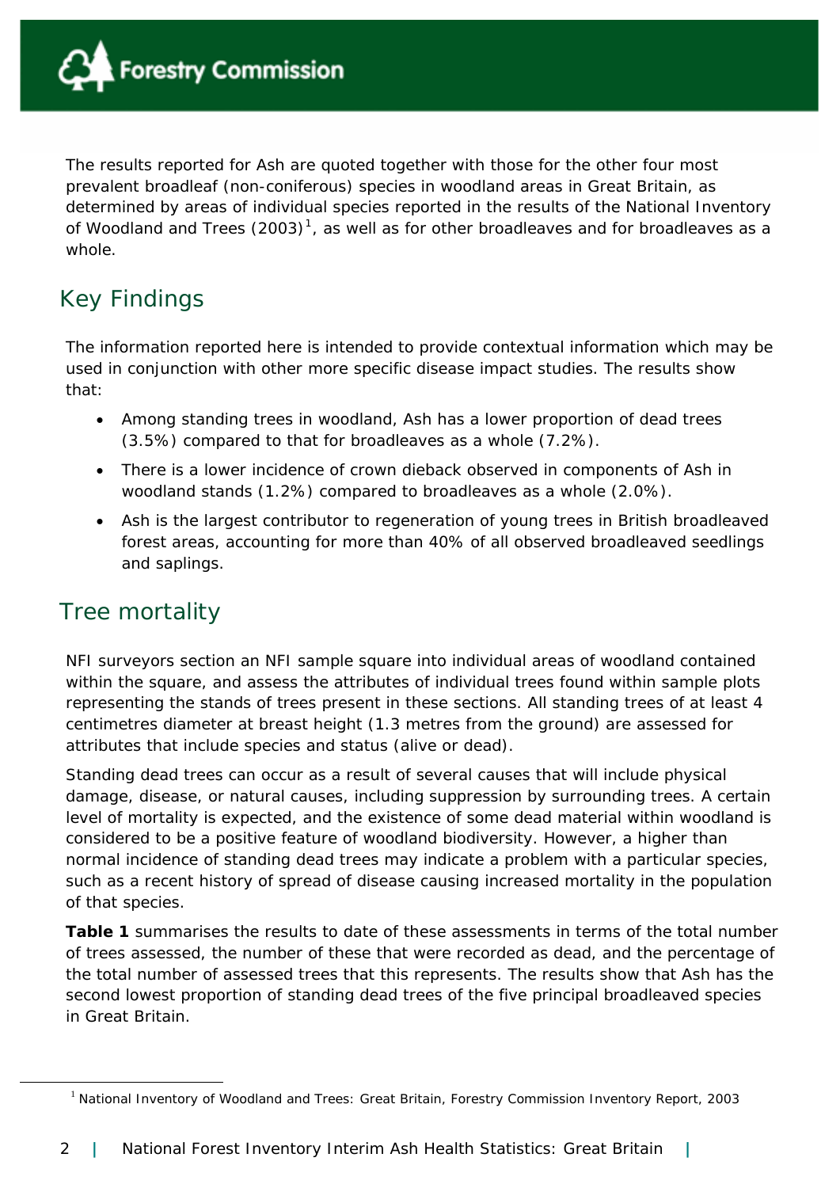The results reported for Ash are quoted together with those for the other four most prevalent broadleaf (non-coniferous) species in woodland areas in Great Britain, as determined by areas of individual species reported in the results of the National Inventory of Woodland and Trees (2003)[1], as well as for other broadleaves and for broadleaves as a whole.

## Key Findings

The information reported here is intended to provide contextual information which may be used in conjunction with other more specific disease impact studies. The results show that:

- Among standing trees in woodland, Ash has a lower proportion of dead trees (3.5%) compared to that for broadleaves as a whole (7.2%).
- There is a lower incidence of crown dieback observed in components of Ash in woodland stands (1.2%) compared to broadleaves as a whole (2.0%).
- Ash is the largest contributor to regeneration of young trees in British broadleaved forest areas, accounting for more than 40% of all observed broadleaved seedlings and saplings.

## Tree mortality

NFI surveyors section an NFI sample square into individual areas of woodland contained within the square, and assess the attributes of individual trees found within sample plots representing the stands of trees present in these sections. All standing trees of at least 4 centimetres diameter at breast height (1.3 metres from the ground) are assessed for attributes that include species and status (alive or dead).

Standing dead trees can occur as a result of several causes that will include physical damage, disease, or natural causes, including suppression by surrounding trees. A certain level of mortality is expected, and the existence of some dead material within woodland is considered to be a positive feature of woodland biodiversity. However, a higher than normal incidence of standing dead trees may indicate a problem with a particular species, such as a recent history of spread of disease causing increased mortality in the population of that species.

**Table 1** summarises the results to date of these assessments in terms of the total number of trees assessed, the number of these that were recorded as dead, and the percentage of the total number of assessed trees that this represents. The results show that Ash has the second lowest proportion of standing dead trees of the five principal broadleaved species in Great Britain.

[1] National Inventory of Woodland and Trees: Great Britain, Forestry Commission Inventory Report, 2003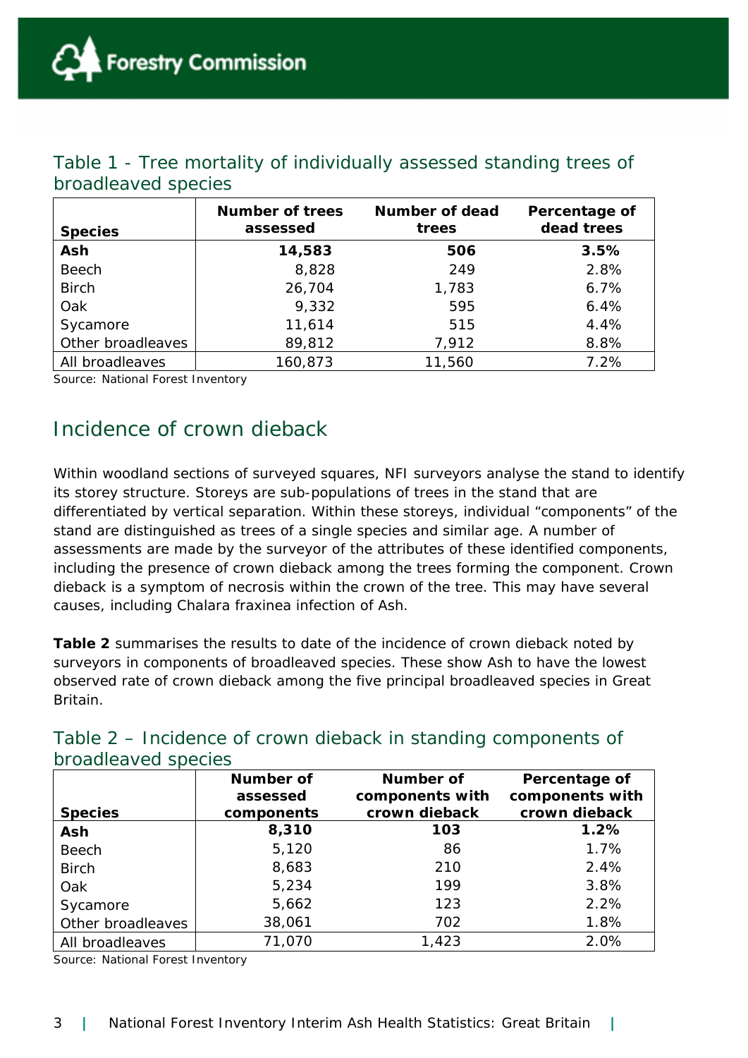## Table 1 - Tree mortality of individually assessed standing trees of broadleaved species

| Species | Number of trees assessed | Number of dead trees | Percentage of dead trees |
|---|---|---|---|
| **Ash** | **14,583** | **506** | **3.5%** |
| Beech | 8,828 | 249 | 2.8% |
| Birch | 26,704 | 1,783 | 6.7% |
| Oak | 9,332 | 595 | 6.4% |
| Sycamore | 11,614 | 515 | 4.4% |
| Other broadleaves | 89,812 | 7,912 | 8.8% |
| All broadleaves | 160,873 | 11,560 | 7.2% |

Source: National Forest Inventory

## Incidence of crown dieback

Within woodland sections of surveyed squares, NFI surveyors analyse the stand to identify its storey structure. Storeys are sub-populations of trees in the stand that are differentiated by vertical separation. Within these storeys, individual "components" of the stand are distinguished as trees of a single species and similar age. A number of assessments are made by the surveyor of the attributes of these identified components, including the presence of crown dieback among the trees forming the component. Crown dieback is a symptom of necrosis within the crown of the tree. This may have several causes, including Chalara fraxinea infection of Ash.

**Table 2** summarises the results to date of the incidence of crown dieback noted by surveyors in components of broadleaved species. These show Ash to have the lowest observed rate of crown dieback among the five principal broadleaved species in Great Britain.

## Table 2 – Incidence of crown dieback in standing components of broadleaved species

| Species | Number of assessed components | Number of components with crown dieback | Percentage of components with crown dieback |
|---|---|---|---|
| **Ash** | **8,310** | **103** | **1.2%** |
| Beech | 5,120 | 86 | 1.7% |
| Birch | 8,683 | 210 | 2.4% |
| Oak | 5,234 | 199 | 3.8% |
| Sycamore | 5,662 | 123 | 2.2% |
| Other broadleaves | 38,061 | 702 | 1.8% |
| All broadleaves | 71,070 | 1,423 | 2.0% |

Source: National Forest Inventory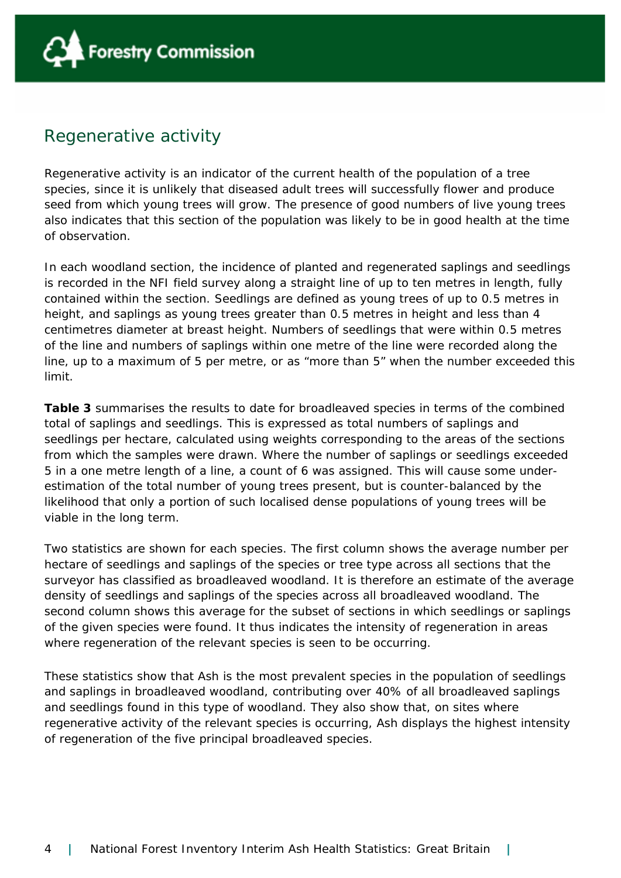## Regenerative activity

Regenerative activity is an indicator of the current health of the population of a tree species, since it is unlikely that diseased adult trees will successfully flower and produce seed from which young trees will grow. The presence of good numbers of live young trees also indicates that this section of the population was likely to be in good health at the time of observation.

In each woodland section, the incidence of planted and regenerated saplings and seedlings is recorded in the NFI field survey along a straight line of up to ten metres in length, fully contained within the section. Seedlings are defined as young trees of up to 0.5 metres in height, and saplings as young trees greater than 0.5 metres in height and less than 4 centimetres diameter at breast height. Numbers of seedlings that were within 0.5 metres of the line and numbers of saplings within one metre of the line were recorded along the line, up to a maximum of 5 per metre, or as "more than 5" when the number exceeded this limit.

**Table 3** summarises the results to date for broadleaved species in terms of the combined total of saplings and seedlings. This is expressed as total numbers of saplings and seedlings per hectare, calculated using weights corresponding to the areas of the sections from which the samples were drawn. Where the number of saplings or seedlings exceeded 5 in a one metre length of a line, a count of 6 was assigned. This will cause some under-estimation of the total number of young trees present, but is counter-balanced by the likelihood that only a portion of such localised dense populations of young trees will be viable in the long term.

Two statistics are shown for each species. The first column shows the average number per hectare of seedlings and saplings of the species or tree type across all sections that the surveyor has classified as broadleaved woodland. It is therefore an estimate of the average density of seedlings and saplings of the species across all broadleaved woodland. The second column shows this average for the subset of sections in which seedlings or saplings of the given species were found. It thus indicates the intensity of regeneration in areas where regeneration of the relevant species is seen to be occurring.

These statistics show that Ash is the most prevalent species in the population of seedlings and saplings in broadleaved woodland, contributing over 40% of all broadleaved saplings and seedlings found in this type of woodland. They also show that, on sites where regenerative activity of the relevant species is occurring, Ash displays the highest intensity of regeneration of the five principal broadleaved species.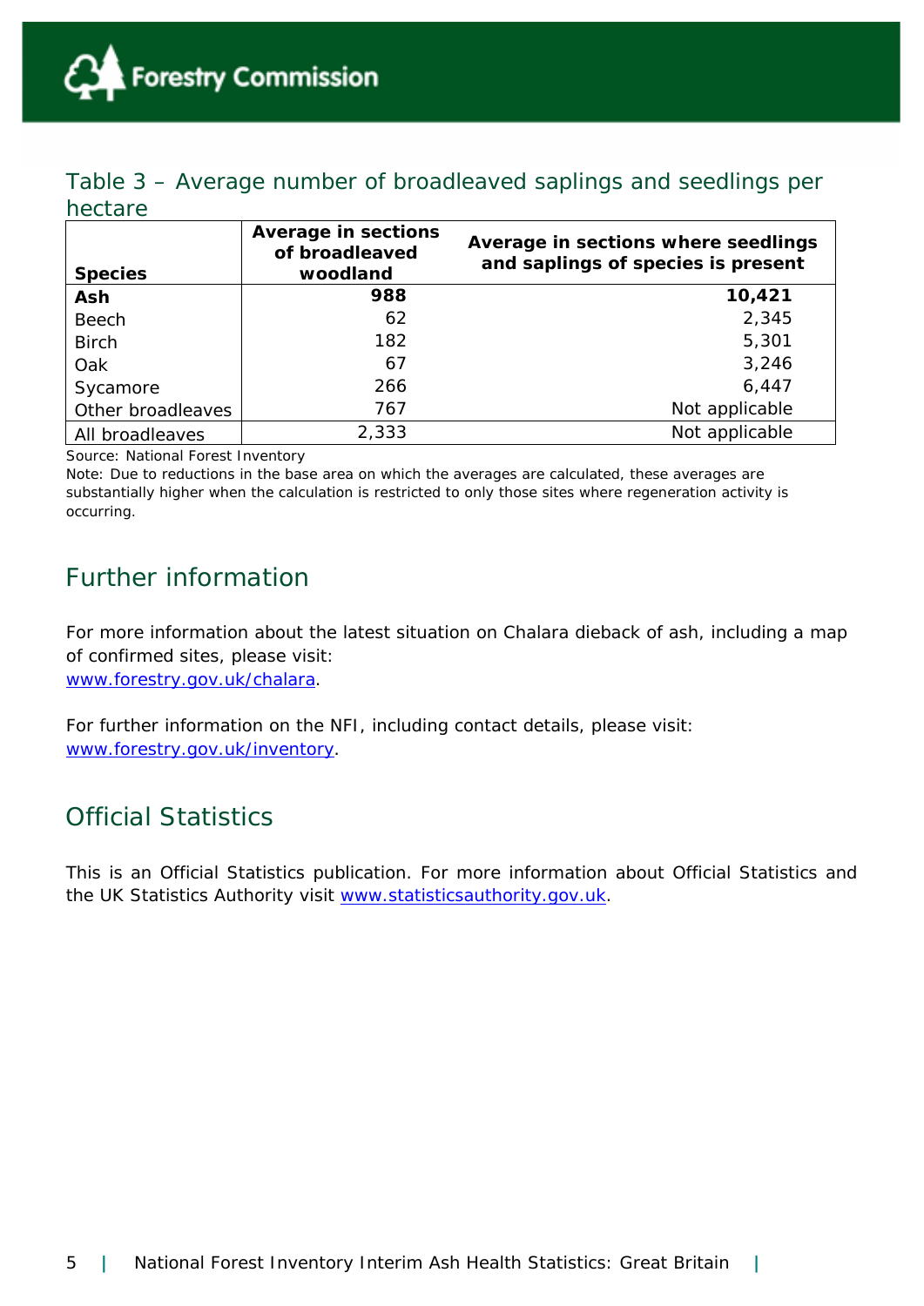## Table 3 – Average number of broadleaved saplings and seedlings per hectare

| Species | Average in sections of broadleaved woodland | Average in sections where seedlings and saplings of species is present |
|---|---|---|
| **Ash** | **988** | **10,421** |
| Beech | 62 | 2,345 |
| Birch | 182 | 5,301 |
| Oak | 67 | 3,246 |
| Sycamore | 266 | 6,447 |
| Other broadleaves | 767 | Not applicable |
| All broadleaves | 2,333 | Not applicable |

Source: National Forest Inventory

Note: Due to reductions in the base area on which the averages are calculated, these averages are substantially higher when the calculation is restricted to only those sites where regeneration activity is occurring.

## Further information

For more information about the latest situation on Chalara dieback of ash, including a map of confirmed sites, please visit:
www.forestry.gov.uk/chalara.

For further information on the NFI, including contact details, please visit:
www.forestry.gov.uk/inventory.

## Official Statistics

This is an Official Statistics publication. For more information about Official Statistics and the UK Statistics Authority visit www.statisticsauthority.gov.uk.